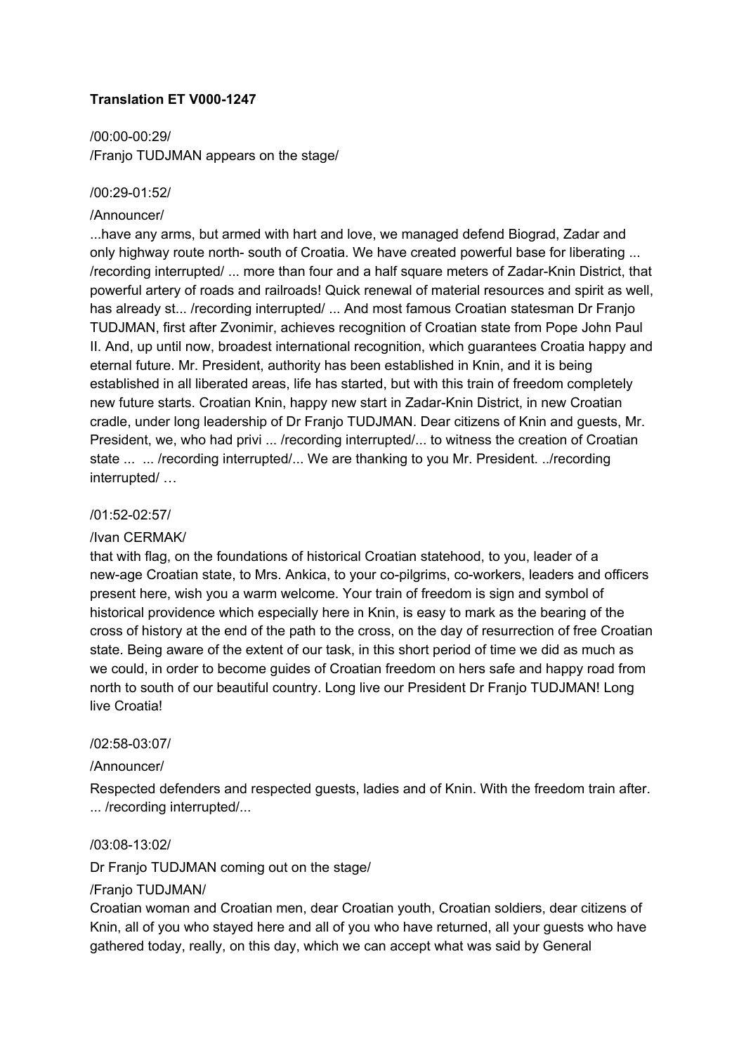**Translation ET V000-1247**

/00:00-00:29/
/Franjo TUDJMAN appears on the stage/

/00:29-01:52/

/Announcer/

...have any arms, but armed with hart and love, we managed defend Biograd, Zadar and only highway route north- south of Croatia. We have created powerful base for liberating ... /recording interrupted/ ... more than four and a half square meters of Zadar-Knin District, that powerful artery of roads and railroads! Quick renewal of material resources and spirit as well, has already st... /recording interrupted/ ... And most famous Croatian statesman Dr Franjo TUDJMAN, first after Zvonimir, achieves recognition of Croatian state from Pope John Paul II. And, up until now, broadest international recognition, which guarantees Croatia happy and eternal future. Mr. President, authority has been established in Knin, and it is being established in all liberated areas, life has started, but with this train of freedom completely new future starts. Croatian Knin, happy new start in Zadar-Knin District, in new Croatian cradle, under long leadership of Dr Franjo TUDJMAN. Dear citizens of Knin and guests, Mr. President, we, who had privi ... /recording interrupted/... to witness the creation of Croatian state ... ... /recording interrupted/... We are thanking to you Mr. President. ../recording interrupted/ …

/01:52-02:57/

/Ivan CERMAK/

that with flag, on the foundations of historical Croatian statehood, to you, leader of a new-age Croatian state, to Mrs. Ankica, to your co-pilgrims, co-workers, leaders and officers present here, wish you a warm welcome. Your train of freedom is sign and symbol of historical providence which especially here in Knin, is easy to mark as the bearing of the cross of history at the end of the path to the cross, on the day of resurrection of free Croatian state. Being aware of the extent of our task, in this short period of time we did as much as we could, in order to become guides of Croatian freedom on hers safe and happy road from north to south of our beautiful country. Long live our President Dr Franjo TUDJMAN! Long live Croatia!

/02:58-03:07/

/Announcer/

Respected defenders and respected guests, ladies and of Knin. With the freedom train after. ... /recording interrupted/...

/03:08-13:02/

Dr Franjo TUDJMAN coming out on the stage/

/Franjo TUDJMAN/

Croatian woman and Croatian men, dear Croatian youth, Croatian soldiers, dear citizens of Knin, all of you who stayed here and all of you who have returned, all your guests who have gathered today, really, on this day, which we can accept what was said by General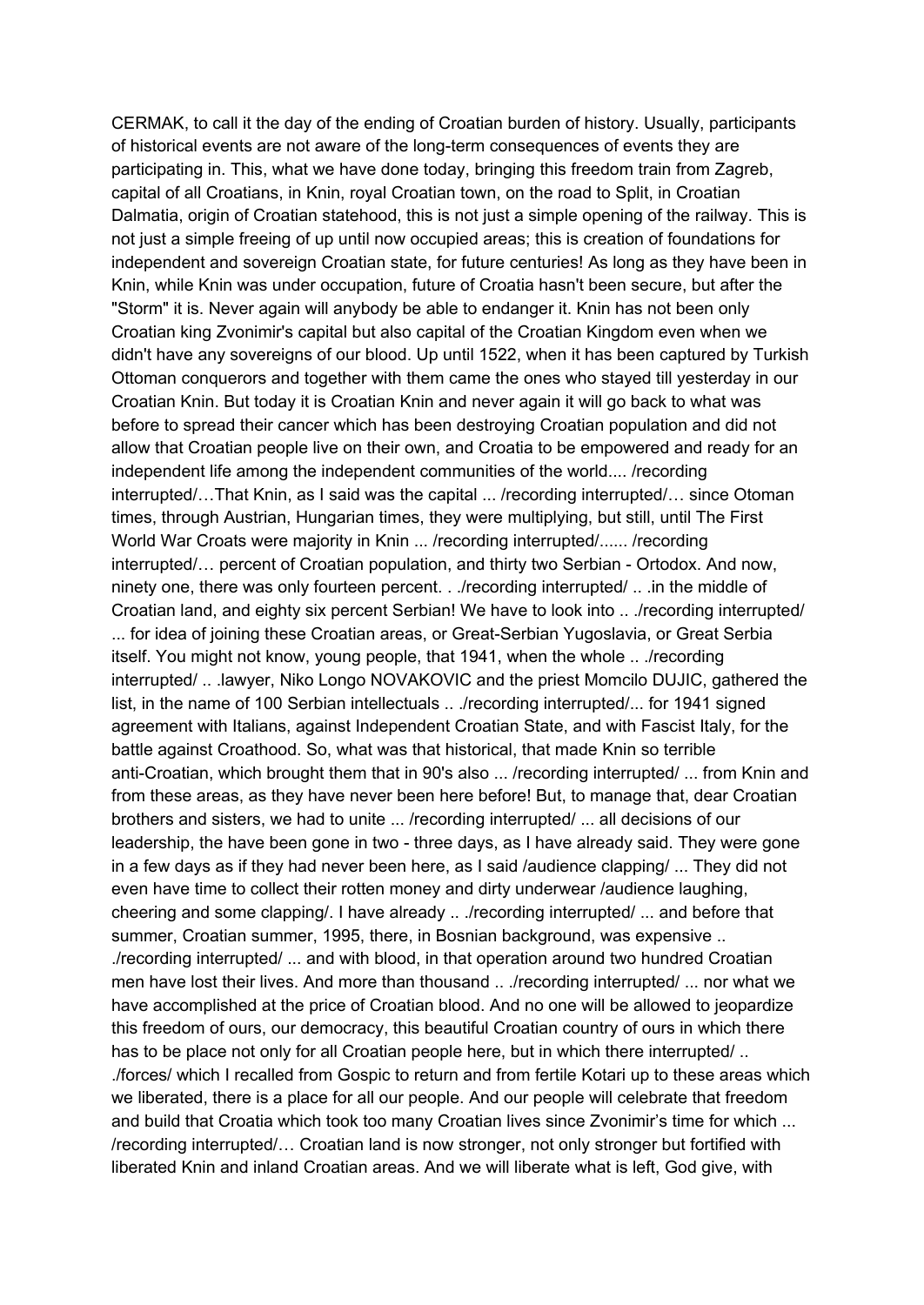CERMAK, to call it the day of the ending of Croatian burden of history. Usually, participants of historical events are not aware of the long-term consequences of events they are participating in. This, what we have done today, bringing this freedom train from Zagreb, capital of all Croatians, in Knin, royal Croatian town, on the road to Split, in Croatian Dalmatia, origin of Croatian statehood, this is not just a simple opening of the railway. This is not just a simple freeing of up until now occupied areas; this is creation of foundations for independent and sovereign Croatian state, for future centuries! As long as they have been in Knin, while Knin was under occupation, future of Croatia hasn't been secure, but after the "Storm" it is. Never again will anybody be able to endanger it. Knin has not been only Croatian king Zvonimir's capital but also capital of the Croatian Kingdom even when we didn't have any sovereigns of our blood. Up until 1522, when it has been captured by Turkish Ottoman conquerors and together with them came the ones who stayed till yesterday in our Croatian Knin. But today it is Croatian Knin and never again it will go back to what was before to spread their cancer which has been destroying Croatian population and did not allow that Croatian people live on their own, and Croatia to be empowered and ready for an independent life among the independent communities of the world.... /recording interrupted/…That Knin, as I said was the capital ... /recording interrupted/… since Otoman times, through Austrian, Hungarian times, they were multiplying, but still, until The First World War Croats were majority in Knin ... /recording interrupted/...... /recording interrupted/… percent of Croatian population, and thirty two Serbian - Ortodox. And now, ninety one, there was only fourteen percent. . ./recording interrupted/ .. .in the middle of Croatian land, and eighty six percent Serbian! We have to look into .. ./recording interrupted/ ... for idea of joining these Croatian areas, or Great-Serbian Yugoslavia, or Great Serbia itself. You might not know, young people, that 1941, when the whole .. ./recording interrupted/ .. .lawyer, Niko Longo NOVAKOVIC and the priest Momcilo DUJIC, gathered the list, in the name of 100 Serbian intellectuals .. ./recording interrupted/... for 1941 signed agreement with Italians, against Independent Croatian State, and with Fascist Italy, for the battle against Croathood. So, what was that historical, that made Knin so terrible anti-Croatian, which brought them that in 90's also ... /recording interrupted/ ... from Knin and from these areas, as they have never been here before! But, to manage that, dear Croatian brothers and sisters, we had to unite ... /recording interrupted/ ... all decisions of our leadership, the have been gone in two - three days, as I have already said. They were gone in a few days as if they had never been here, as I said /audience clapping/ ... They did not even have time to collect their rotten money and dirty underwear /audience laughing, cheering and some clapping/. I have already .. ./recording interrupted/ ... and before that summer, Croatian summer, 1995, there, in Bosnian background, was expensive .. ./recording interrupted/ ... and with blood, in that operation around two hundred Croatian men have lost their lives. And more than thousand .. ./recording interrupted/ ... nor what we have accomplished at the price of Croatian blood. And no one will be allowed to jeopardize this freedom of ours, our democracy, this beautiful Croatian country of ours in which there has to be place not only for all Croatian people here, but in which there interrupted/ .. ./forces/ which I recalled from Gospic to return and from fertile Kotari up to these areas which we liberated, there is a place for all our people. And our people will celebrate that freedom and build that Croatia which took too many Croatian lives since Zvonimir's time for which ... /recording interrupted/… Croatian land is now stronger, not only stronger but fortified with liberated Knin and inland Croatian areas. And we will liberate what is left, God give, with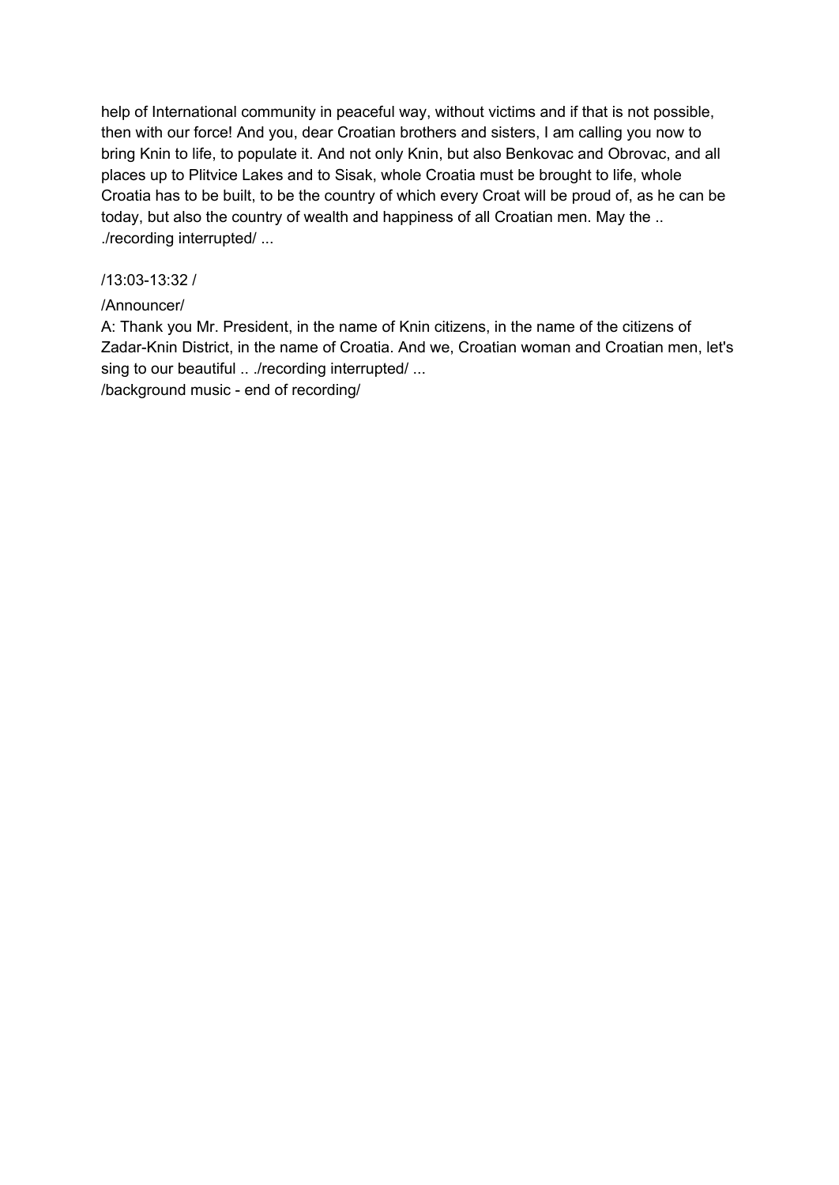help of International community in peaceful way, without victims and if that is not possible, then with our force! And you, dear Croatian brothers and sisters, I am calling you now to bring Knin to life, to populate it. And not only Knin, but also Benkovac and Obrovac, and all places up to Plitvice Lakes and to Sisak, whole Croatia must be brought to life, whole Croatia has to be built, to be the country of which every Croat will be proud of, as he can be today, but also the country of wealth and happiness of all Croatian men. May the .. ./recording interrupted/ ...

/13:03-13:32 /

/Announcer/

A: Thank you Mr. President, in the name of Knin citizens, in the name of the citizens of Zadar-Knin District, in the name of Croatia. And we, Croatian woman and Croatian men, let's sing to our beautiful .. ./recording interrupted/ ...

/background music - end of recording/